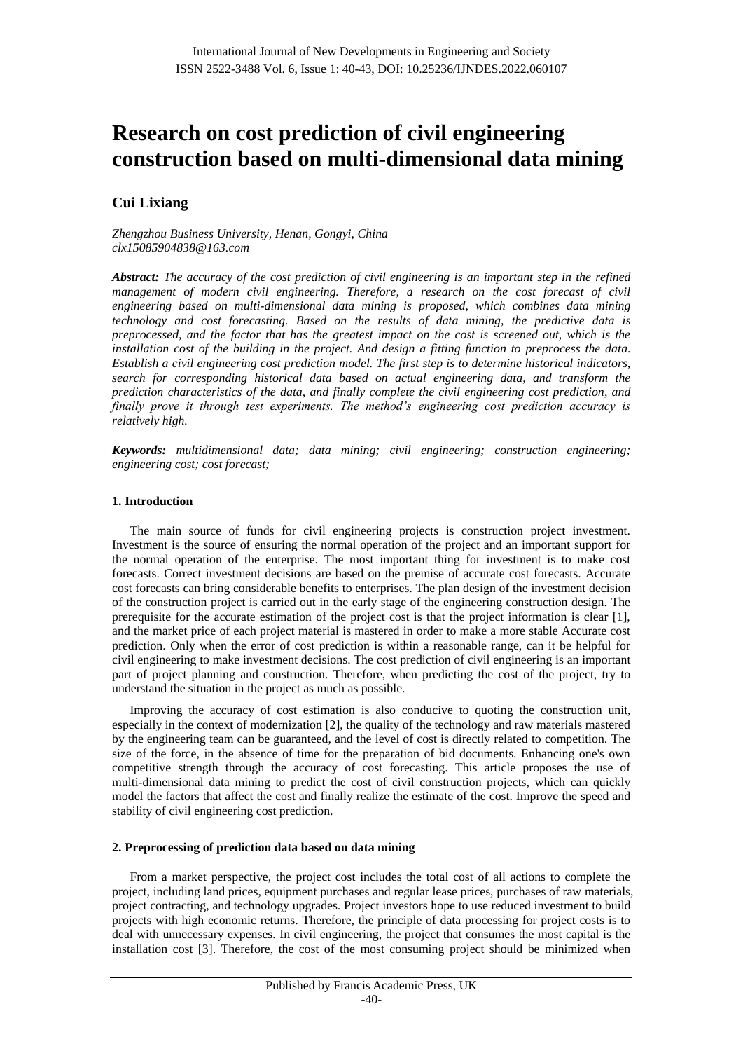# Research on cost prediction of civil engineering construction based on multi-dimensional data mining

**Cui Lixiang**

*Zhengzhou Business University, Henan, Gongyi, China*
*clx15085904838@163.com*

***Abstract:*** *The accuracy of the cost prediction of civil engineering is an important step in the refined management of modern civil engineering. Therefore, a research on the cost forecast of civil engineering based on multi-dimensional data mining is proposed, which combines data mining technology and cost forecasting. Based on the results of data mining, the predictive data is preprocessed, and the factor that has the greatest impact on the cost is screened out, which is the installation cost of the building in the project. And design a fitting function to preprocess the data. Establish a civil engineering cost prediction model. The first step is to determine historical indicators, search for corresponding historical data based on actual engineering data, and transform the prediction characteristics of the data, and finally complete the civil engineering cost prediction, and finally prove it through test experiments. The method's engineering cost prediction accuracy is relatively high.*

***Keywords:*** *multidimensional data; data mining; civil engineering; construction engineering; engineering cost; cost forecast;*

## 1. Introduction

The main source of funds for civil engineering projects is construction project investment. Investment is the source of ensuring the normal operation of the project and an important support for the normal operation of the enterprise. The most important thing for investment is to make cost forecasts. Correct investment decisions are based on the premise of accurate cost forecasts. Accurate cost forecasts can bring considerable benefits to enterprises. The plan design of the investment decision of the construction project is carried out in the early stage of the engineering construction design. The prerequisite for the accurate estimation of the project cost is that the project information is clear [1], and the market price of each project material is mastered in order to make a more stable Accurate cost prediction. Only when the error of cost prediction is within a reasonable range, can it be helpful for civil engineering to make investment decisions. The cost prediction of civil engineering is an important part of project planning and construction. Therefore, when predicting the cost of the project, try to understand the situation in the project as much as possible.

Improving the accuracy of cost estimation is also conducive to quoting the construction unit, especially in the context of modernization [2], the quality of the technology and raw materials mastered by the engineering team can be guaranteed, and the level of cost is directly related to competition. The size of the force, in the absence of time for the preparation of bid documents. Enhancing one's own competitive strength through the accuracy of cost forecasting. This article proposes the use of multi-dimensional data mining to predict the cost of civil construction projects, which can quickly model the factors that affect the cost and finally realize the estimate of the cost. Improve the speed and stability of civil engineering cost prediction.

## 2. Preprocessing of prediction data based on data mining

From a market perspective, the project cost includes the total cost of all actions to complete the project, including land prices, equipment purchases and regular lease prices, purchases of raw materials, project contracting, and technology upgrades. Project investors hope to use reduced investment to build projects with high economic returns. Therefore, the principle of data processing for project costs is to deal with unnecessary expenses. In civil engineering, the project that consumes the most capital is the installation cost [3]. Therefore, the cost of the most consuming project should be minimized when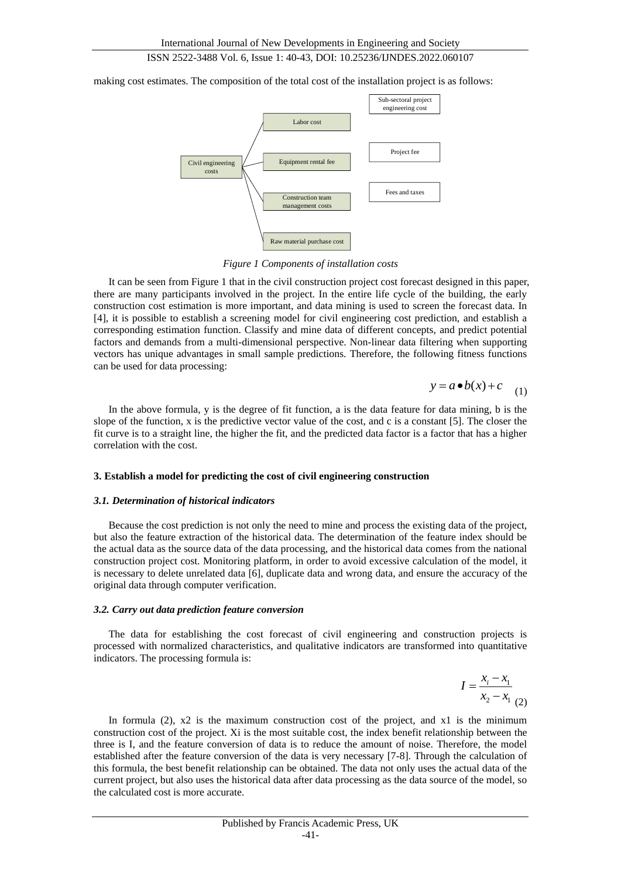making cost estimates. The composition of the total cost of the installation project is as follows:

Sub-sectoral project engineering cost

Labor cost

Project fee

Civil engineering costs

Equipment rental fee

Fees and taxes

Construction team management costs

Raw material purchase cost

*Figure 1 Components of installation costs*

It can be seen from Figure 1 that in the civil construction project cost forecast designed in this paper, there are many participants involved in the project. In the entire life cycle of the building, the early construction cost estimation is more important, and data mining is used to screen the forecast data. In [4], it is possible to establish a screening model for civil engineering cost prediction, and establish a corresponding estimation function. Classify and mine data of different concepts, and predict potential factors and demands from a multi-dimensional perspective. Non-linear data filtering when supporting vectors has unique advantages in small sample predictions. Therefore, the following fitness functions can be used for data processing:

$$y = a \bullet b(x) + c \quad (1)$$

In the above formula, y is the degree of fit function, a is the data feature for data mining, b is the slope of the function, x is the predictive vector value of the cost, and c is a constant [5]. The closer the fit curve is to a straight line, the higher the fit, and the predicted data factor is a factor that has a higher correlation with the cost.

### 3. Establish a model for predicting the cost of civil engineering construction

#### *3.1. Determination of historical indicators*

Because the cost prediction is not only the need to mine and process the existing data of the project, but also the feature extraction of the historical data. The determination of the feature index should be the actual data as the source data of the data processing, and the historical data comes from the national construction project cost. Monitoring platform, in order to avoid excessive calculation of the model, it is necessary to delete unrelated data [6], duplicate data and wrong data, and ensure the accuracy of the original data through computer verification.

#### *3.2. Carry out data prediction feature conversion*

The data for establishing the cost forecast of civil engineering and construction projects is processed with normalized characteristics, and qualitative indicators are transformed into quantitative indicators. The processing formula is:

$$I = \frac{x_i - x_1}{x_2 - x_1} \quad (2)$$

In formula (2), x2 is the maximum construction cost of the project, and x1 is the minimum construction cost of the project. Xi is the most suitable cost, the index benefit relationship between the three is I, and the feature conversion of data is to reduce the amount of noise. Therefore, the model established after the feature conversion of the data is very necessary [7-8]. Through the calculation of this formula, the best benefit relationship can be obtained. The data not only uses the actual data of the current project, but also uses the historical data after data processing as the data source of the model, so the calculated cost is more accurate.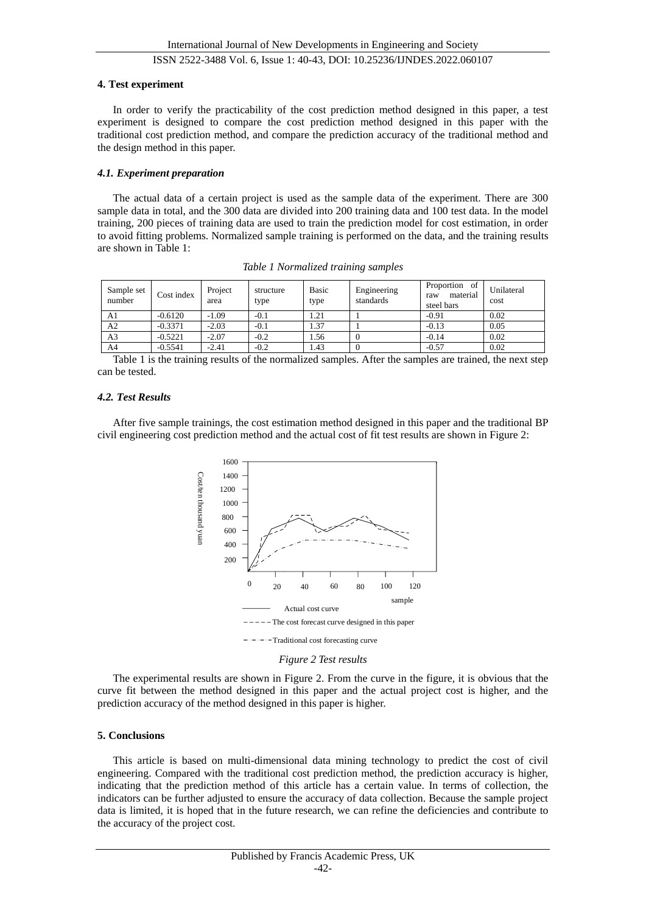### 4. Test experiment

In order to verify the practicability of the cost prediction method designed in this paper, a test experiment is designed to compare the cost prediction method designed in this paper with the traditional cost prediction method, and compare the prediction accuracy of the traditional method and the design method in this paper.

#### *4.1. Experiment preparation*

The actual data of a certain project is used as the sample data of the experiment. There are 300 sample data in total, and the 300 data are divided into 200 training data and 100 test data. In the model training, 200 pieces of training data are used to train the prediction model for cost estimation, in order to avoid fitting problems. Normalized sample training is performed on the data, and the training results are shown in Table 1:

*Table 1 Normalized training samples*

| Sample set number | Cost index | Project area | structure type | Basic type | Engineering standards | Proportion of raw material steel bars | Unilateral cost |
|---|---|---|---|---|---|---|---|
| A1 | -0.6120 | -1.09 | -0.1 | 1.21 | 1 | -0.91 | 0.02 |
| A2 | -0.3371 | -2.03 | -0.1 | 1.37 | 1 | -0.13 | 0.05 |
| A3 | -0.5221 | -2.07 | -0.2 | 1.56 | 0 | -0.14 | 0.02 |
| A4 | -0.5541 | -2.41 | -0.2 | 1.43 | 0 | -0.57 | 0.02 |

Table 1 is the training results of the normalized samples. After the samples are trained, the next step can be tested.

#### *4.2. Test Results*

After five sample trainings, the cost estimation method designed in this paper and the traditional BP civil engineering cost prediction method and the actual cost of fit test results are shown in Figure 2:

*Figure 2 Test results*

The experimental results are shown in Figure 2. From the curve in the figure, it is obvious that the curve fit between the method designed in this paper and the actual project cost is higher, and the prediction accuracy of the method designed in this paper is higher.

### 5. Conclusions

This article is based on multi-dimensional data mining technology to predict the cost of civil engineering. Compared with the traditional cost prediction method, the prediction accuracy is higher, indicating that the prediction method of this article has a certain value. In terms of collection, the indicators can be further adjusted to ensure the accuracy of data collection. Because the sample project data is limited, it is hoped that in the future research, we can refine the deficiencies and contribute to the accuracy of the project cost.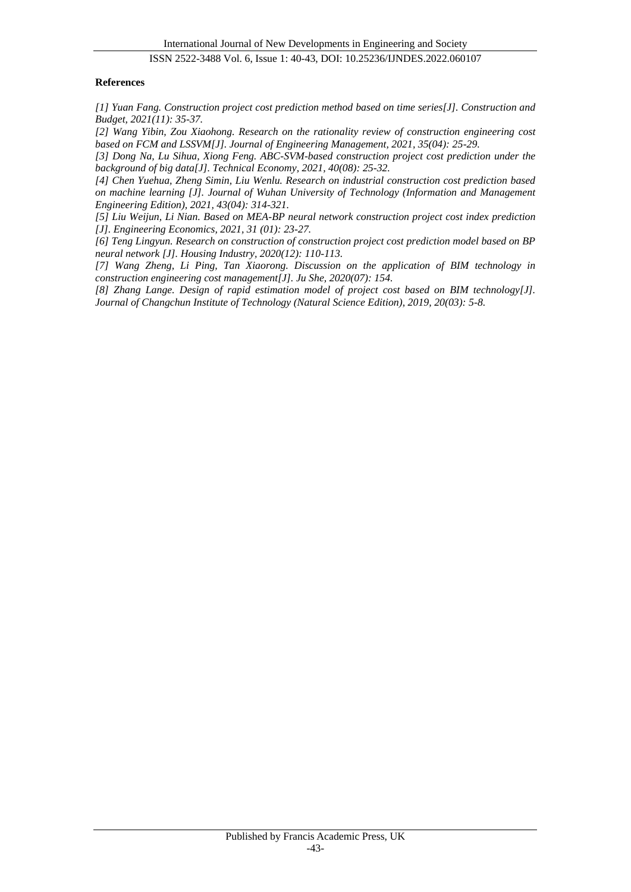**References**

*[1] Yuan Fang. Construction project cost prediction method based on time series[J]. Construction and Budget, 2021(11): 35-37.*

*[2] Wang Yibin, Zou Xiaohong. Research on the rationality review of construction engineering cost based on FCM and LSSVM[J]. Journal of Engineering Management, 2021, 35(04): 25-29.*

*[3] Dong Na, Lu Sihua, Xiong Feng. ABC-SVM-based construction project cost prediction under the background of big data[J]. Technical Economy, 2021, 40(08): 25-32.*

*[4] Chen Yuehua, Zheng Simin, Liu Wenlu. Research on industrial construction cost prediction based on machine learning [J]. Journal of Wuhan University of Technology (Information and Management Engineering Edition), 2021, 43(04): 314-321.*

*[5] Liu Weijun, Li Nian. Based on MEA-BP neural network construction project cost index prediction [J]. Engineering Economics, 2021, 31 (01): 23-27.*

*[6] Teng Lingyun. Research on construction of construction project cost prediction model based on BP neural network [J]. Housing Industry, 2020(12): 110-113.*

*[7] Wang Zheng, Li Ping, Tan Xiaorong. Discussion on the application of BIM technology in construction engineering cost management[J]. Ju She, 2020(07): 154.*

*[8] Zhang Lange. Design of rapid estimation model of project cost based on BIM technology[J]. Journal of Changchun Institute of Technology (Natural Science Edition), 2019, 20(03): 5-8.*